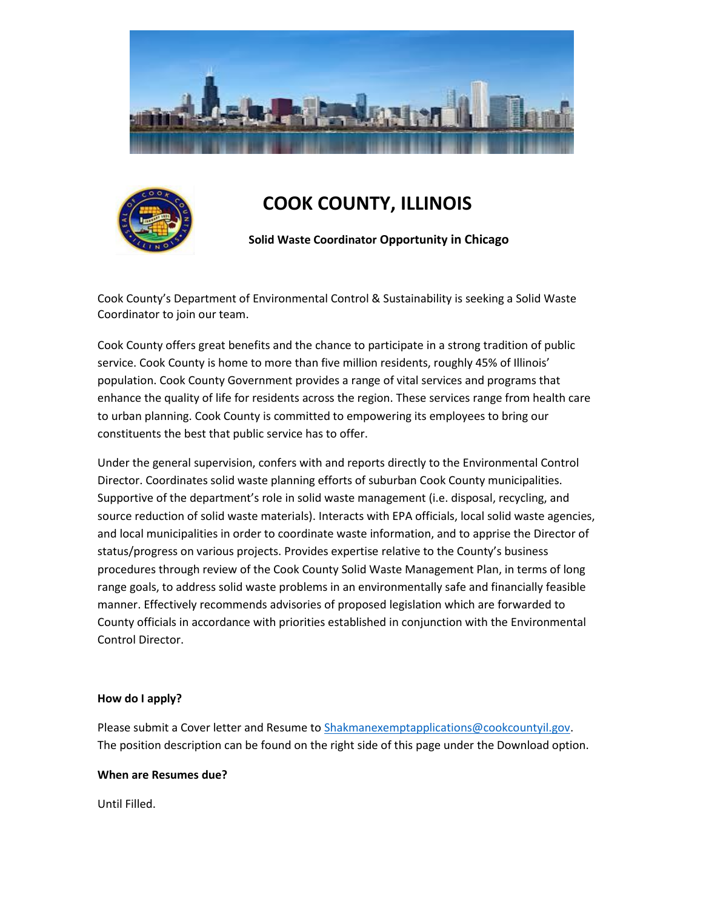# COOK COUNTY, ILLINOIS

**Solid Waste Coordinator Opportunity in Chicago**

Cook County's Department of Environmental Control & Sustainability is seeking a Solid Waste Coordinator to join our team.

Cook County offers great benefits and the chance to participate in a strong tradition of public service. Cook County is home to more than five million residents, roughly 45% of Illinois' population. Cook County Government provides a range of vital services and programs that enhance the quality of life for residents across the region. These services range from health care to urban planning. Cook County is committed to empowering its employees to bring our constituents the best that public service has to offer.

Under the general supervision, confers with and reports directly to the Environmental Control Director. Coordinates solid waste planning efforts of suburban Cook County municipalities. Supportive of the department's role in solid waste management (i.e. disposal, recycling, and source reduction of solid waste materials). Interacts with EPA officials, local solid waste agencies, and local municipalities in order to coordinate waste information, and to apprise the Director of status/progress on various projects. Provides expertise relative to the County's business procedures through review of the Cook County Solid Waste Management Plan, in terms of long range goals, to address solid waste problems in an environmentally safe and financially feasible manner. Effectively recommends advisories of proposed legislation which are forwarded to County officials in accordance with priorities established in conjunction with the Environmental Control Director.

**How do I apply?**

Please submit a Cover letter and Resume to Shakmanexemptapplications@cookcountyil.gov. The position description can be found on the right side of this page under the Download option.

**When are Resumes due?**

Until Filled.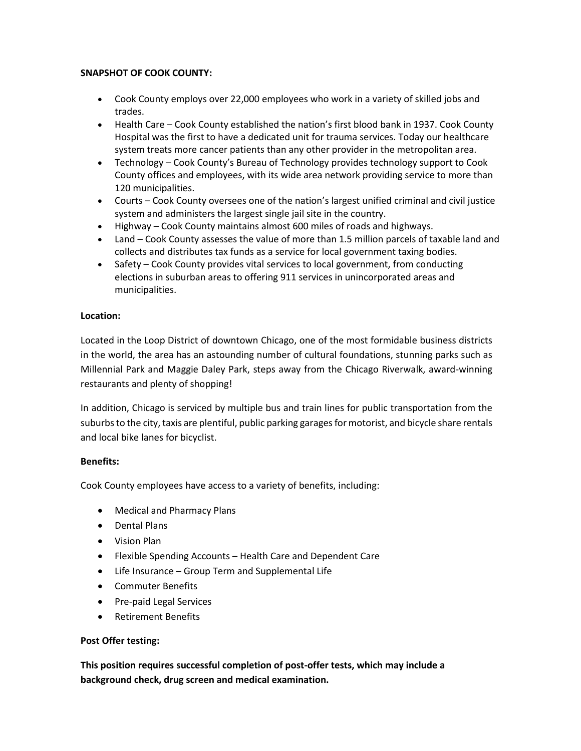**SNAPSHOT OF COOK COUNTY:**

- Cook County employs over 22,000 employees who work in a variety of skilled jobs and trades.
- Health Care – Cook County established the nation's first blood bank in 1937. Cook County Hospital was the first to have a dedicated unit for trauma services. Today our healthcare system treats more cancer patients than any other provider in the metropolitan area.
- Technology – Cook County's Bureau of Technology provides technology support to Cook County offices and employees, with its wide area network providing service to more than 120 municipalities.
- Courts – Cook County oversees one of the nation's largest unified criminal and civil justice system and administers the largest single jail site in the country.
- Highway – Cook County maintains almost 600 miles of roads and highways.
- Land – Cook County assesses the value of more than 1.5 million parcels of taxable land and collects and distributes tax funds as a service for local government taxing bodies.
- Safety – Cook County provides vital services to local government, from conducting elections in suburban areas to offering 911 services in unincorporated areas and municipalities.

**Location:**

Located in the Loop District of downtown Chicago, one of the most formidable business districts in the world, the area has an astounding number of cultural foundations, stunning parks such as Millennial Park and Maggie Daley Park, steps away from the Chicago Riverwalk, award-winning restaurants and plenty of shopping!

In addition, Chicago is serviced by multiple bus and train lines for public transportation from the suburbs to the city, taxis are plentiful, public parking garages for motorist, and bicycle share rentals and local bike lanes for bicyclist.

**Benefits:**

Cook County employees have access to a variety of benefits, including:

- Medical and Pharmacy Plans
- Dental Plans
- Vision Plan
- Flexible Spending Accounts – Health Care and Dependent Care
- Life Insurance – Group Term and Supplemental Life
- Commuter Benefits
- Pre-paid Legal Services
- Retirement Benefits

**Post Offer testing:**

**This position requires successful completion of post-offer tests, which may include a background check, drug screen and medical examination.**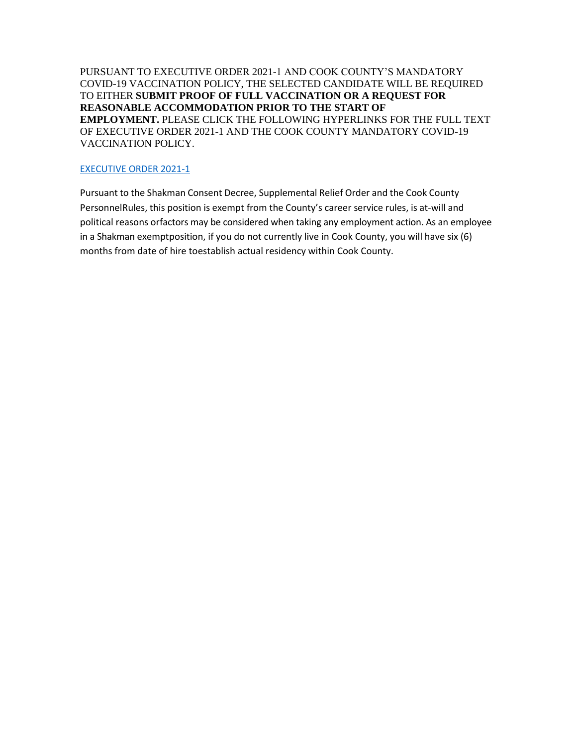PURSUANT TO EXECUTIVE ORDER 2021-1 AND COOK COUNTY'S MANDATORY COVID-19 VACCINATION POLICY, THE SELECTED CANDIDATE WILL BE REQUIRED TO EITHER **SUBMIT PROOF OF FULL VACCINATION OR A REQUEST FOR REASONABLE ACCOMMODATION PRIOR TO THE START OF EMPLOYMENT.** PLEASE CLICK THE FOLLOWING HYPERLINKS FOR THE FULL TEXT OF EXECUTIVE ORDER 2021-1 AND THE COOK COUNTY MANDATORY COVID-19 VACCINATION POLICY.

EXECUTIVE ORDER 2021-1

Pursuant to the Shakman Consent Decree, Supplemental Relief Order and the Cook County PersonnelRules, this position is exempt from the County's career service rules, is at-will and political reasons orfactors may be considered when taking any employment action. As an employee in a Shakman exemptposition, if you do not currently live in Cook County, you will have six (6) months from date of hire toestablish actual residency within Cook County.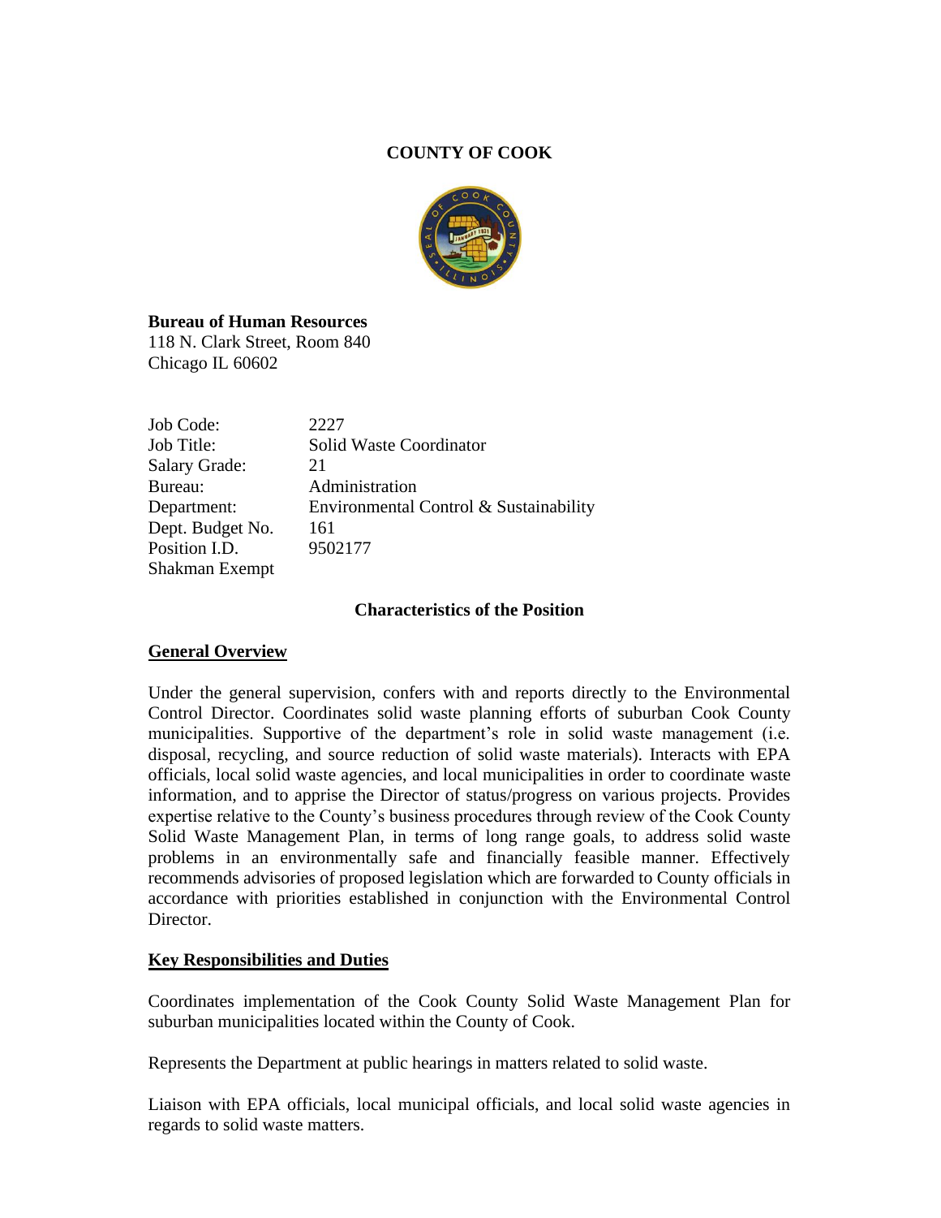**COUNTY OF COOK**

**Bureau of Human Resources**
118 N. Clark Street, Room 840
Chicago IL 60602

| | |
|---|---|
| Job Code: | 2227 |
| Job Title: | Solid Waste Coordinator |
| Salary Grade: | 21 |
| Bureau: | Administration |
| Department: | Environmental Control & Sustainability |
| Dept. Budget No. | 161 |
| Position I.D. | 9502177 |
| Shakman Exempt | |

**Characteristics of the Position**

**General Overview**

Under the general supervision, confers with and reports directly to the Environmental Control Director. Coordinates solid waste planning efforts of suburban Cook County municipalities. Supportive of the department's role in solid waste management (i.e. disposal, recycling, and source reduction of solid waste materials). Interacts with EPA officials, local solid waste agencies, and local municipalities in order to coordinate waste information, and to apprise the Director of status/progress on various projects. Provides expertise relative to the County's business procedures through review of the Cook County Solid Waste Management Plan, in terms of long range goals, to address solid waste problems in an environmentally safe and financially feasible manner. Effectively recommends advisories of proposed legislation which are forwarded to County officials in accordance with priorities established in conjunction with the Environmental Control Director.

**Key Responsibilities and Duties**

Coordinates implementation of the Cook County Solid Waste Management Plan for suburban municipalities located within the County of Cook.

Represents the Department at public hearings in matters related to solid waste.

Liaison with EPA officials, local municipal officials, and local solid waste agencies in regards to solid waste matters.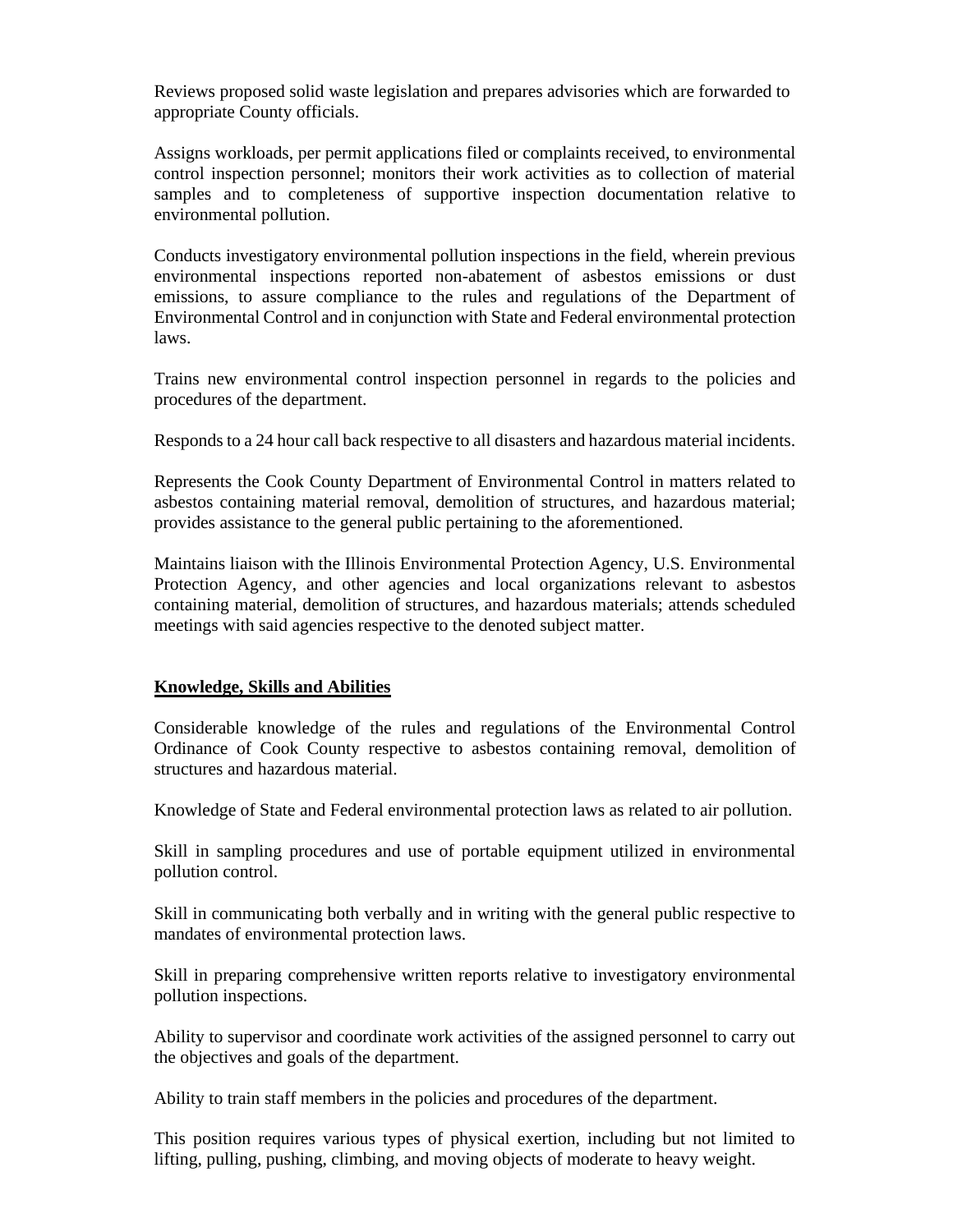Reviews proposed solid waste legislation and prepares advisories which are forwarded to appropriate County officials.

Assigns workloads, per permit applications filed or complaints received, to environmental control inspection personnel; monitors their work activities as to collection of material samples and to completeness of supportive inspection documentation relative to environmental pollution.

Conducts investigatory environmental pollution inspections in the field, wherein previous environmental inspections reported non-abatement of asbestos emissions or dust emissions, to assure compliance to the rules and regulations of the Department of Environmental Control and in conjunction with State and Federal environmental protection laws.

Trains new environmental control inspection personnel in regards to the policies and procedures of the department.

Responds to a 24 hour call back respective to all disasters and hazardous material incidents.

Represents the Cook County Department of Environmental Control in matters related to asbestos containing material removal, demolition of structures, and hazardous material; provides assistance to the general public pertaining to the aforementioned.

Maintains liaison with the Illinois Environmental Protection Agency, U.S. Environmental Protection Agency, and other agencies and local organizations relevant to asbestos containing material, demolition of structures, and hazardous materials; attends scheduled meetings with said agencies respective to the denoted subject matter.

**Knowledge, Skills and Abilities**

Considerable knowledge of the rules and regulations of the Environmental Control Ordinance of Cook County respective to asbestos containing removal, demolition of structures and hazardous material.

Knowledge of State and Federal environmental protection laws as related to air pollution.

Skill in sampling procedures and use of portable equipment utilized in environmental pollution control.

Skill in communicating both verbally and in writing with the general public respective to mandates of environmental protection laws.

Skill in preparing comprehensive written reports relative to investigatory environmental pollution inspections.

Ability to supervisor and coordinate work activities of the assigned personnel to carry out the objectives and goals of the department.

Ability to train staff members in the policies and procedures of the department.

This position requires various types of physical exertion, including but not limited to lifting, pulling, pushing, climbing, and moving objects of moderate to heavy weight.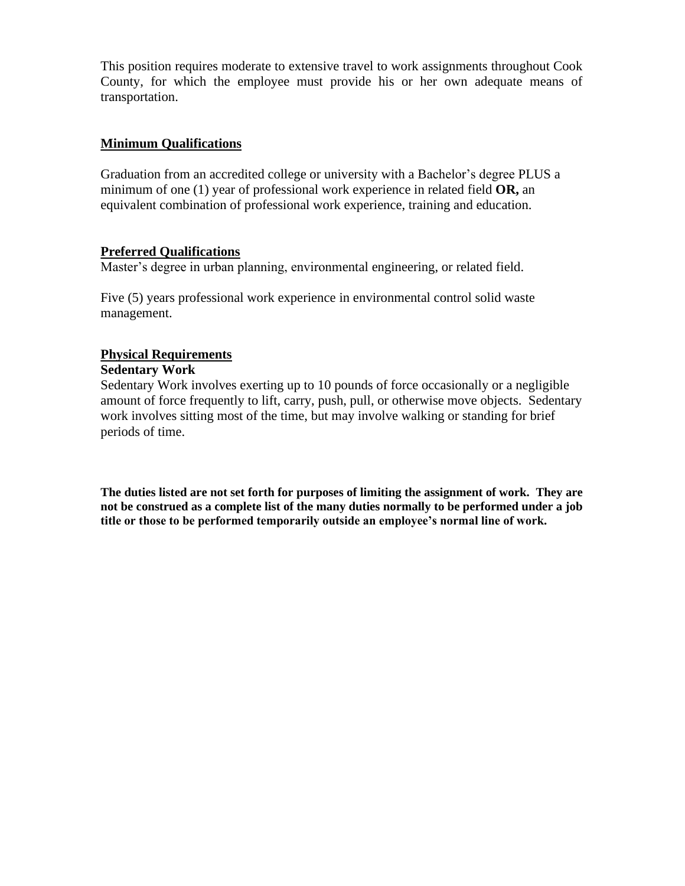This position requires moderate to extensive travel to work assignments throughout Cook County, for which the employee must provide his or her own adequate means of transportation.

## Minimum Qualifications

Graduation from an accredited college or university with a Bachelor's degree PLUS a minimum of one (1) year of professional work experience in related field **OR,** an equivalent combination of professional work experience, training and education.

## Preferred Qualifications

Master's degree in urban planning, environmental engineering, or related field.

Five (5) years professional work experience in environmental control solid waste management.

## Physical Requirements

**Sedentary Work**

Sedentary Work involves exerting up to 10 pounds of force occasionally or a negligible amount of force frequently to lift, carry, push, pull, or otherwise move objects. Sedentary work involves sitting most of the time, but may involve walking or standing for brief periods of time.

**The duties listed are not set forth for purposes of limiting the assignment of work. They are not be construed as a complete list of the many duties normally to be performed under a job title or those to be performed temporarily outside an employee's normal line of work.**